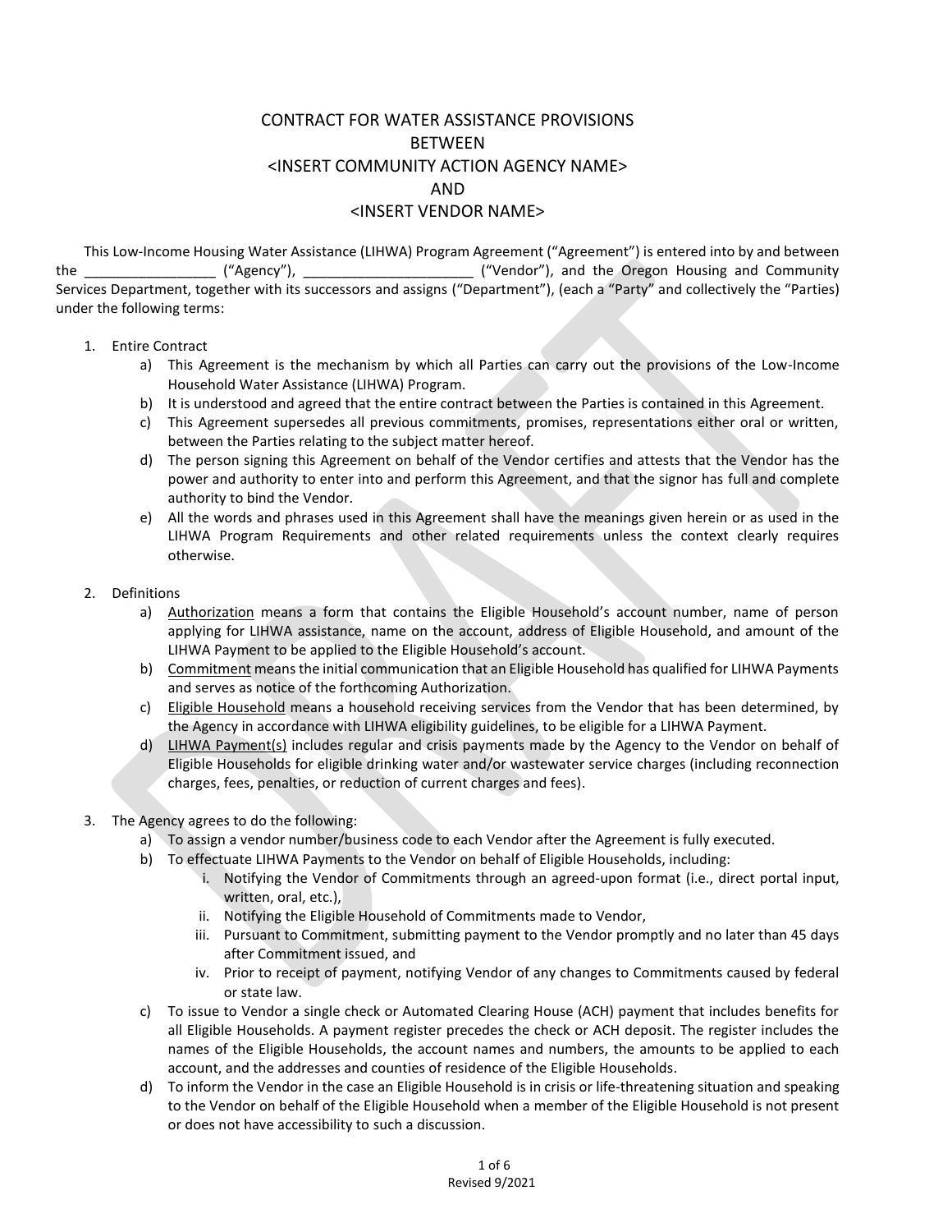# CONTRACT FOR WATER ASSISTANCE PROVISIONS
# BETWEEN
# <INSERT COMMUNITY ACTION AGENCY NAME>
# AND
# <INSERT VENDOR NAME>

This Low-Income Housing Water Assistance (LIHWA) Program Agreement ("Agreement") is entered into by and between the _________________ ("Agency"), ______________________ ("Vendor"), and the Oregon Housing and Community Services Department, together with its successors and assigns ("Department"), (each a "Party" and collectively the "Parties) under the following terms:

1. Entire Contract
   a) This Agreement is the mechanism by which all Parties can carry out the provisions of the Low-Income Household Water Assistance (LIHWA) Program.
   b) It is understood and agreed that the entire contract between the Parties is contained in this Agreement.
   c) This Agreement supersedes all previous commitments, promises, representations either oral or written, between the Parties relating to the subject matter hereof.
   d) The person signing this Agreement on behalf of the Vendor certifies and attests that the Vendor has the power and authority to enter into and perform this Agreement, and that the signor has full and complete authority to bind the Vendor.
   e) All the words and phrases used in this Agreement shall have the meanings given herein or as used in the LIHWA Program Requirements and other related requirements unless the context clearly requires otherwise.

2. Definitions
   a) <u>Authorization</u> means a form that contains the Eligible Household's account number, name of person applying for LIHWA assistance, name on the account, address of Eligible Household, and amount of the LIHWA Payment to be applied to the Eligible Household's account.
   b) <u>Commitment</u> means the initial communication that an Eligible Household has qualified for LIHWA Payments and serves as notice of the forthcoming Authorization.
   c) <u>Eligible Household</u> means a household receiving services from the Vendor that has been determined, by the Agency in accordance with LIHWA eligibility guidelines, to be eligible for a LIHWA Payment.
   d) <u>LIHWA Payment(s)</u> includes regular and crisis payments made by the Agency to the Vendor on behalf of Eligible Households for eligible drinking water and/or wastewater service charges (including reconnection charges, fees, penalties, or reduction of current charges and fees).

3. The Agency agrees to do the following:
   a) To assign a vendor number/business code to each Vendor after the Agreement is fully executed.
   b) To effectuate LIHWA Payments to the Vendor on behalf of Eligible Households, including:
      i. Notifying the Vendor of Commitments through an agreed-upon format (i.e., direct portal input, written, oral, etc.),
      ii. Notifying the Eligible Household of Commitments made to Vendor,
      iii. Pursuant to Commitment, submitting payment to the Vendor promptly and no later than 45 days after Commitment issued, and
      iv. Prior to receipt of payment, notifying Vendor of any changes to Commitments caused by federal or state law.
   c) To issue to Vendor a single check or Automated Clearing House (ACH) payment that includes benefits for all Eligible Households. A payment register precedes the check or ACH deposit. The register includes the names of the Eligible Households, the account names and numbers, the amounts to be applied to each account, and the addresses and counties of residence of the Eligible Households.
   d) To inform the Vendor in the case an Eligible Household is in crisis or life-threatening situation and speaking to the Vendor on behalf of the Eligible Household when a member of the Eligible Household is not present or does not have accessibility to such a discussion.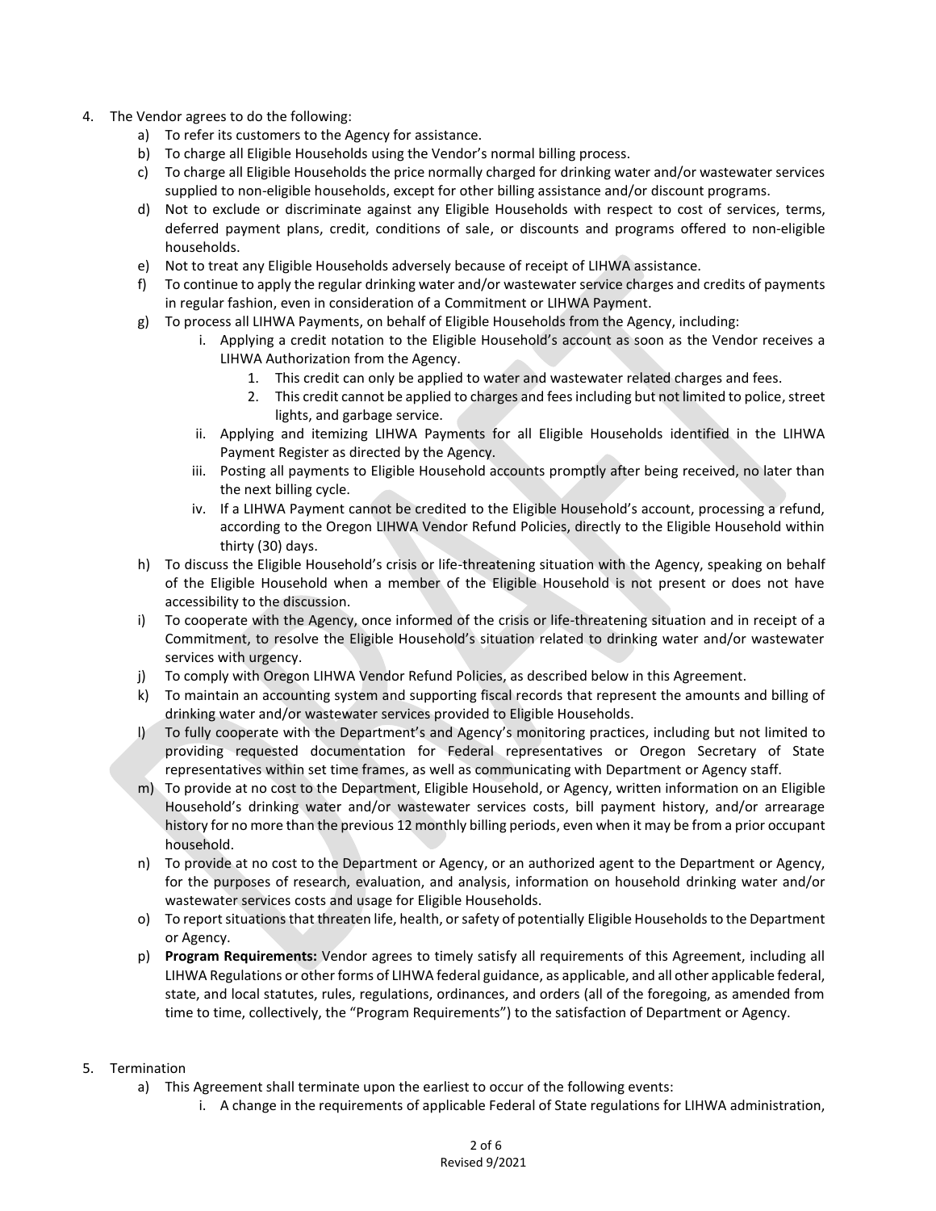4. The Vendor agrees to do the following:
   a) To refer its customers to the Agency for assistance.
   b) To charge all Eligible Households using the Vendor's normal billing process.
   c) To charge all Eligible Households the price normally charged for drinking water and/or wastewater services supplied to non-eligible households, except for other billing assistance and/or discount programs.
   d) Not to exclude or discriminate against any Eligible Households with respect to cost of services, terms, deferred payment plans, credit, conditions of sale, or discounts and programs offered to non-eligible households.
   e) Not to treat any Eligible Households adversely because of receipt of LIHWA assistance.
   f) To continue to apply the regular drinking water and/or wastewater service charges and credits of payments in regular fashion, even in consideration of a Commitment or LIHWA Payment.
   g) To process all LIHWA Payments, on behalf of Eligible Households from the Agency, including:
      i. Applying a credit notation to the Eligible Household's account as soon as the Vendor receives a LIHWA Authorization from the Agency.
         1. This credit can only be applied to water and wastewater related charges and fees.
         2. This credit cannot be applied to charges and fees including but not limited to police, street lights, and garbage service.
      ii. Applying and itemizing LIHWA Payments for all Eligible Households identified in the LIHWA Payment Register as directed by the Agency.
      iii. Posting all payments to Eligible Household accounts promptly after being received, no later than the next billing cycle.
      iv. If a LIHWA Payment cannot be credited to the Eligible Household's account, processing a refund, according to the Oregon LIHWA Vendor Refund Policies, directly to the Eligible Household within thirty (30) days.
   h) To discuss the Eligible Household's crisis or life-threatening situation with the Agency, speaking on behalf of the Eligible Household when a member of the Eligible Household is not present or does not have accessibility to the discussion.
   i) To cooperate with the Agency, once informed of the crisis or life-threatening situation and in receipt of a Commitment, to resolve the Eligible Household's situation related to drinking water and/or wastewater services with urgency.
   j) To comply with Oregon LIHWA Vendor Refund Policies, as described below in this Agreement.
   k) To maintain an accounting system and supporting fiscal records that represent the amounts and billing of drinking water and/or wastewater services provided to Eligible Households.
   l) To fully cooperate with the Department's and Agency's monitoring practices, including but not limited to providing requested documentation for Federal representatives or Oregon Secretary of State representatives within set time frames, as well as communicating with Department or Agency staff.
   m) To provide at no cost to the Department, Eligible Household, or Agency, written information on an Eligible Household's drinking water and/or wastewater services costs, bill payment history, and/or arrearage history for no more than the previous 12 monthly billing periods, even when it may be from a prior occupant household.
   n) To provide at no cost to the Department or Agency, or an authorized agent to the Department or Agency, for the purposes of research, evaluation, and analysis, information on household drinking water and/or wastewater services costs and usage for Eligible Households.
   o) To report situations that threaten life, health, or safety of potentially Eligible Households to the Department or Agency.
   p) **Program Requirements:** Vendor agrees to timely satisfy all requirements of this Agreement, including all LIHWA Regulations or other forms of LIHWA federal guidance, as applicable, and all other applicable federal, state, and local statutes, rules, regulations, ordinances, and orders (all of the foregoing, as amended from time to time, collectively, the "Program Requirements") to the satisfaction of Department or Agency.

5. Termination
   a) This Agreement shall terminate upon the earliest to occur of the following events:
      i. A change in the requirements of applicable Federal of State regulations for LIHWA administration,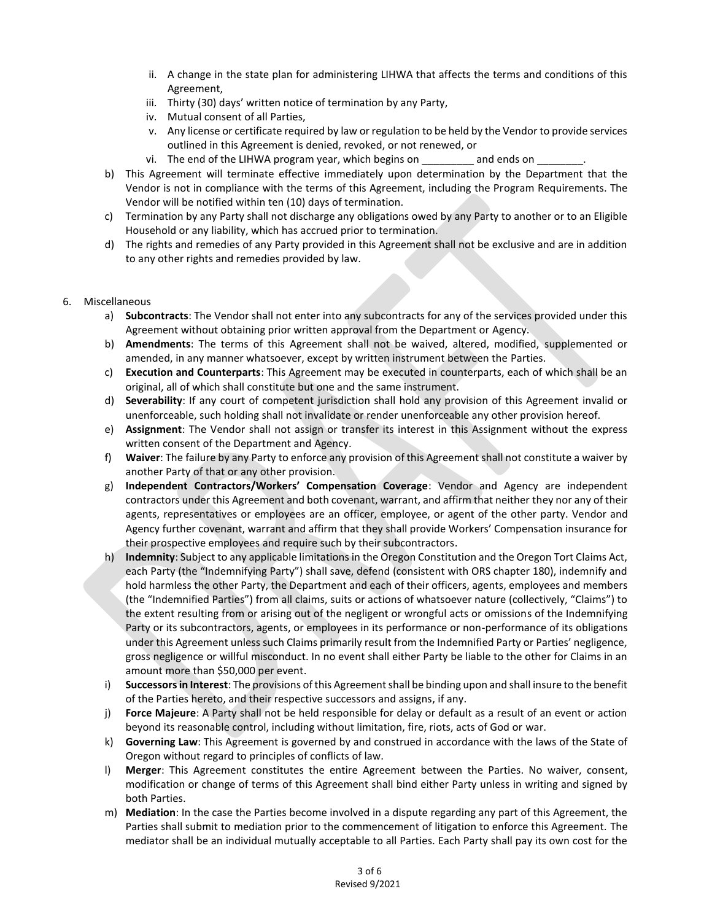ii. A change in the state plan for administering LIHWA that affects the terms and conditions of this Agreement,
iii. Thirty (30) days' written notice of termination by any Party,
iv. Mutual consent of all Parties,
v. Any license or certificate required by law or regulation to be held by the Vendor to provide services outlined in this Agreement is denied, revoked, or not renewed, or
vi. The end of the LIHWA program year, which begins on _________ and ends on ________.

b) This Agreement will terminate effective immediately upon determination by the Department that the Vendor is not in compliance with the terms of this Agreement, including the Program Requirements. The Vendor will be notified within ten (10) days of termination.

c) Termination by any Party shall not discharge any obligations owed by any Party to another or to an Eligible Household or any liability, which has accrued prior to termination.

d) The rights and remedies of any Party provided in this Agreement shall not be exclusive and are in addition to any other rights and remedies provided by law.

6. Miscellaneous

a) **Subcontracts**: The Vendor shall not enter into any subcontracts for any of the services provided under this Agreement without obtaining prior written approval from the Department or Agency.

b) **Amendments**: The terms of this Agreement shall not be waived, altered, modified, supplemented or amended, in any manner whatsoever, except by written instrument between the Parties.

c) **Execution and Counterparts**: This Agreement may be executed in counterparts, each of which shall be an original, all of which shall constitute but one and the same instrument.

d) **Severability**: If any court of competent jurisdiction shall hold any provision of this Agreement invalid or unenforceable, such holding shall not invalidate or render unenforceable any other provision hereof.

e) **Assignment**: The Vendor shall not assign or transfer its interest in this Assignment without the express written consent of the Department and Agency.

f) **Waiver**: The failure by any Party to enforce any provision of this Agreement shall not constitute a waiver by another Party of that or any other provision.

g) **Independent Contractors/Workers' Compensation Coverage**: Vendor and Agency are independent contractors under this Agreement and both covenant, warrant, and affirm that neither they nor any of their agents, representatives or employees are an officer, employee, or agent of the other party. Vendor and Agency further covenant, warrant and affirm that they shall provide Workers' Compensation insurance for their prospective employees and require such by their subcontractors.

h) **Indemnity**: Subject to any applicable limitations in the Oregon Constitution and the Oregon Tort Claims Act, each Party (the "Indemnifying Party") shall save, defend (consistent with ORS chapter 180), indemnify and hold harmless the other Party, the Department and each of their officers, agents, employees and members (the "Indemnified Parties") from all claims, suits or actions of whatsoever nature (collectively, "Claims") to the extent resulting from or arising out of the negligent or wrongful acts or omissions of the Indemnifying Party or its subcontractors, agents, or employees in its performance or non-performance of its obligations under this Agreement unless such Claims primarily result from the Indemnified Party or Parties' negligence, gross negligence or willful misconduct. In no event shall either Party be liable to the other for Claims in an amount more than $50,000 per event.

i) **Successors in Interest**: The provisions of this Agreement shall be binding upon and shall insure to the benefit of the Parties hereto, and their respective successors and assigns, if any.

j) **Force Majeure**: A Party shall not be held responsible for delay or default as a result of an event or action beyond its reasonable control, including without limitation, fire, riots, acts of God or war.

k) **Governing Law**: This Agreement is governed by and construed in accordance with the laws of the State of Oregon without regard to principles of conflicts of law.

l) **Merger**: This Agreement constitutes the entire Agreement between the Parties. No waiver, consent, modification or change of terms of this Agreement shall bind either Party unless in writing and signed by both Parties.

m) **Mediation**: In the case the Parties become involved in a dispute regarding any part of this Agreement, the Parties shall submit to mediation prior to the commencement of litigation to enforce this Agreement. The mediator shall be an individual mutually acceptable to all Parties. Each Party shall pay its own cost for the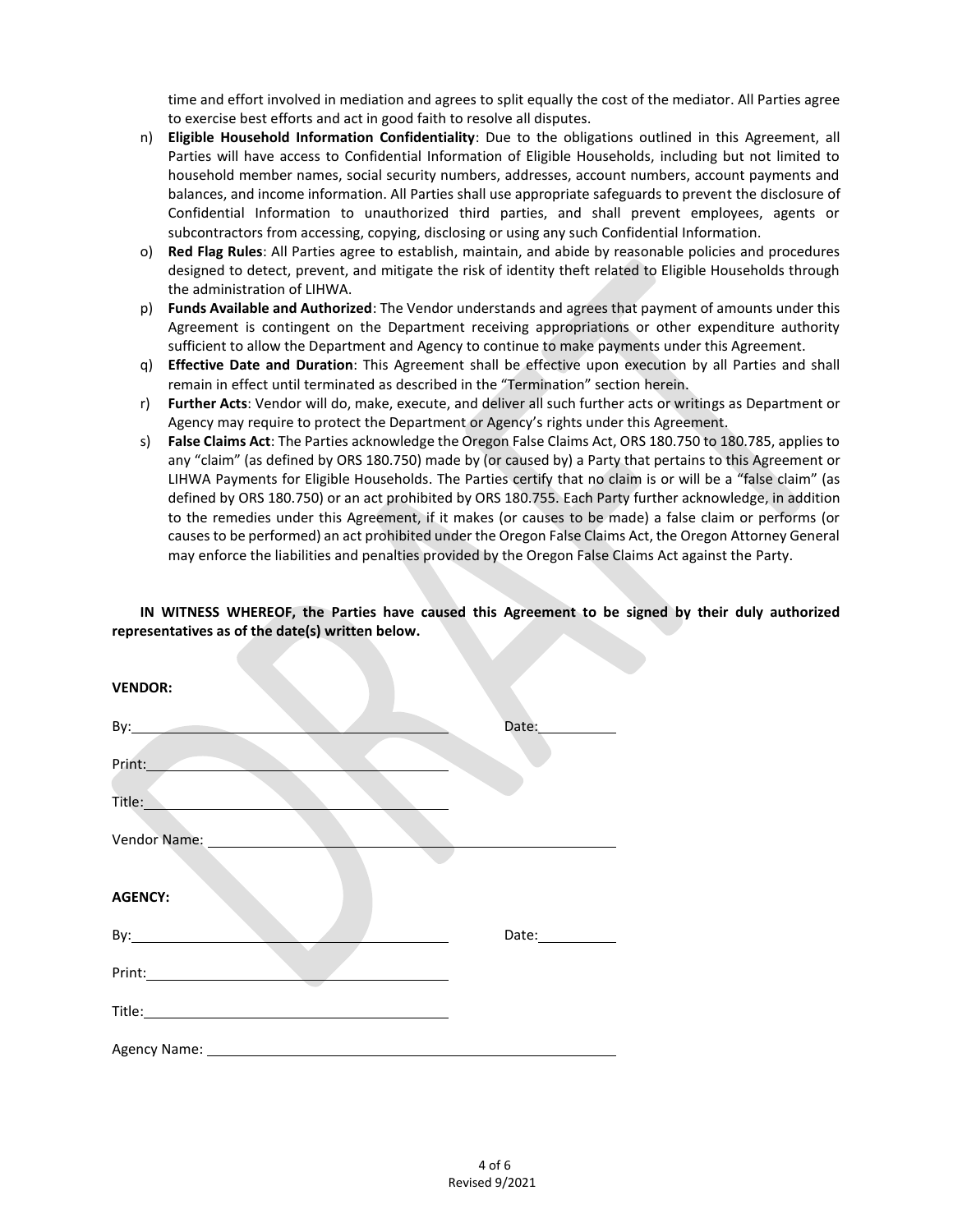time and effort involved in mediation and agrees to split equally the cost of the mediator. All Parties agree to exercise best efforts and act in good faith to resolve all disputes.

n) **Eligible Household Information Confidentiality**: Due to the obligations outlined in this Agreement, all Parties will have access to Confidential Information of Eligible Households, including but not limited to household member names, social security numbers, addresses, account numbers, account payments and balances, and income information. All Parties shall use appropriate safeguards to prevent the disclosure of Confidential Information to unauthorized third parties, and shall prevent employees, agents or subcontractors from accessing, copying, disclosing or using any such Confidential Information.

o) **Red Flag Rules**: All Parties agree to establish, maintain, and abide by reasonable policies and procedures designed to detect, prevent, and mitigate the risk of identity theft related to Eligible Households through the administration of LIHWA.

p) **Funds Available and Authorized**: The Vendor understands and agrees that payment of amounts under this Agreement is contingent on the Department receiving appropriations or other expenditure authority sufficient to allow the Department and Agency to continue to make payments under this Agreement.

q) **Effective Date and Duration**: This Agreement shall be effective upon execution by all Parties and shall remain in effect until terminated as described in the "Termination" section herein.

r) **Further Acts**: Vendor will do, make, execute, and deliver all such further acts or writings as Department or Agency may require to protect the Department or Agency's rights under this Agreement.

s) **False Claims Act**: The Parties acknowledge the Oregon False Claims Act, ORS 180.750 to 180.785, applies to any "claim" (as defined by ORS 180.750) made by (or caused by) a Party that pertains to this Agreement or LIHWA Payments for Eligible Households. The Parties certify that no claim is or will be a "false claim" (as defined by ORS 180.750) or an act prohibited by ORS 180.755. Each Party further acknowledge, in addition to the remedies under this Agreement, if it makes (or causes to be made) a false claim or performs (or causes to be performed) an act prohibited under the Oregon False Claims Act, the Oregon Attorney General may enforce the liabilities and penalties provided by the Oregon False Claims Act against the Party.

**IN WITNESS WHEREOF, the Parties have caused this Agreement to be signed by their duly authorized representatives as of the date(s) written below.**

**VENDOR:**

By:\_\_\_\_\_\_\_\_\_\_\_\_\_\_\_\_\_\_\_\_\_\_\_\_\_\_\_\_\_\_\_\_ Date:\_\_\_\_\_\_\_\_\_\_

Print:\_\_\_\_\_\_\_\_\_\_\_\_\_\_\_\_\_\_\_\_\_\_\_\_\_\_\_\_\_\_\_\_

Title:\_\_\_\_\_\_\_\_\_\_\_\_\_\_\_\_\_\_\_\_\_\_\_\_\_\_\_\_\_\_\_\_

Vendor Name: \_\_\_\_\_\_\_\_\_\_\_\_\_\_\_\_\_\_\_\_\_\_\_\_\_\_\_\_\_\_\_\_\_\_\_\_\_\_\_\_

**AGENCY:**

By:\_\_\_\_\_\_\_\_\_\_\_\_\_\_\_\_\_\_\_\_\_\_\_\_\_\_\_\_\_\_\_\_ Date:\_\_\_\_\_\_\_\_\_\_

Print:\_\_\_\_\_\_\_\_\_\_\_\_\_\_\_\_\_\_\_\_\_\_\_\_\_\_\_\_\_\_\_\_

Title:\_\_\_\_\_\_\_\_\_\_\_\_\_\_\_\_\_\_\_\_\_\_\_\_\_\_\_\_\_\_\_\_

Agency Name: \_\_\_\_\_\_\_\_\_\_\_\_\_\_\_\_\_\_\_\_\_\_\_\_\_\_\_\_\_\_\_\_\_\_\_\_\_\_\_\_

Revised 9/2021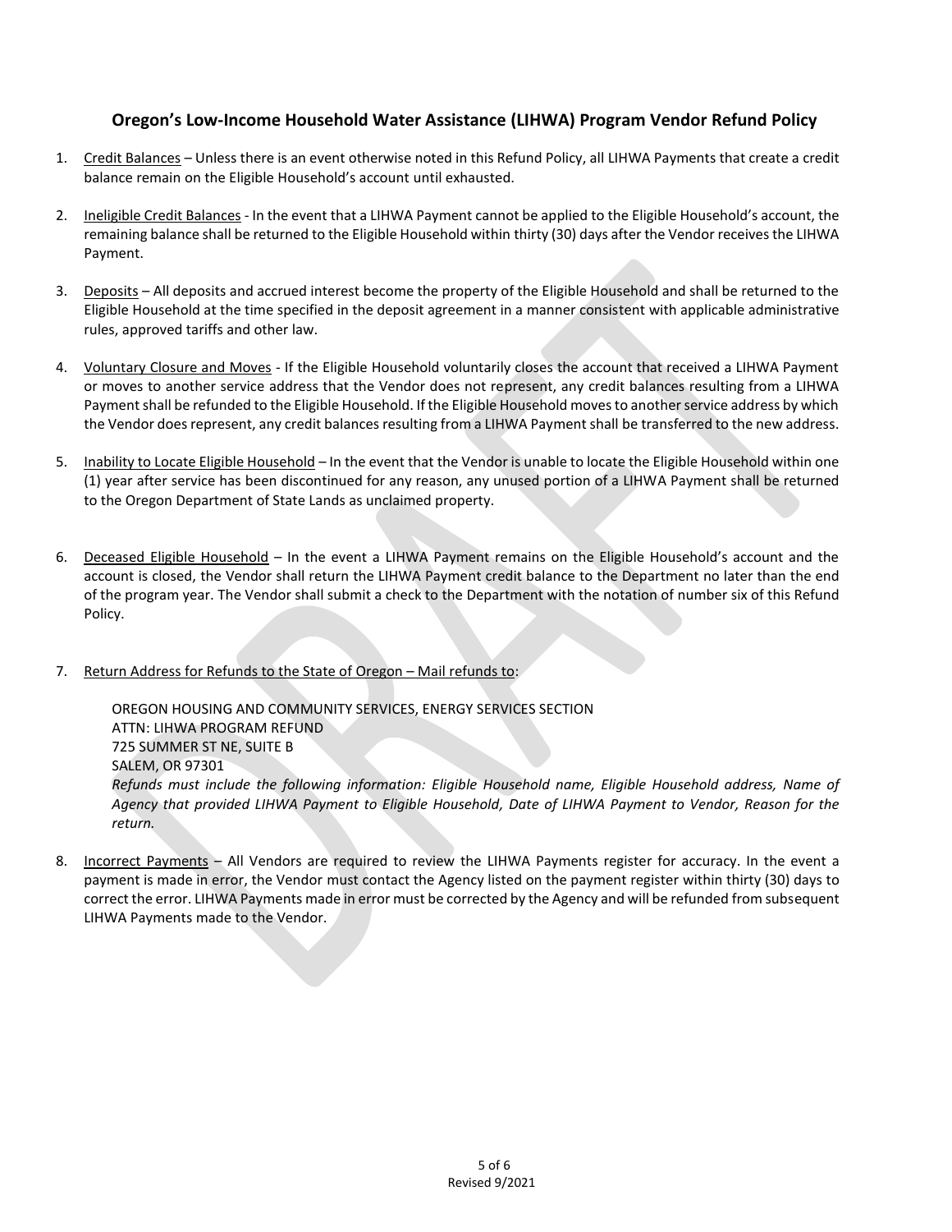## Oregon's Low-Income Household Water Assistance (LIHWA) Program Vendor Refund Policy

1. Credit Balances – Unless there is an event otherwise noted in this Refund Policy, all LIHWA Payments that create a credit balance remain on the Eligible Household's account until exhausted.

2. Ineligible Credit Balances - In the event that a LIHWA Payment cannot be applied to the Eligible Household's account, the remaining balance shall be returned to the Eligible Household within thirty (30) days after the Vendor receives the LIHWA Payment.

3. Deposits – All deposits and accrued interest become the property of the Eligible Household and shall be returned to the Eligible Household at the time specified in the deposit agreement in a manner consistent with applicable administrative rules, approved tariffs and other law.

4. Voluntary Closure and Moves - If the Eligible Household voluntarily closes the account that received a LIHWA Payment or moves to another service address that the Vendor does not represent, any credit balances resulting from a LIHWA Payment shall be refunded to the Eligible Household. If the Eligible Household moves to another service address by which the Vendor does represent, any credit balances resulting from a LIHWA Payment shall be transferred to the new address.

5. Inability to Locate Eligible Household – In the event that the Vendor is unable to locate the Eligible Household within one (1) year after service has been discontinued for any reason, any unused portion of a LIHWA Payment shall be returned to the Oregon Department of State Lands as unclaimed property.

6. Deceased Eligible Household – In the event a LIHWA Payment remains on the Eligible Household's account and the account is closed, the Vendor shall return the LIHWA Payment credit balance to the Department no later than the end of the program year. The Vendor shall submit a check to the Department with the notation of number six of this Refund Policy.

7. Return Address for Refunds to the State of Oregon – Mail refunds to:

   OREGON HOUSING AND COMMUNITY SERVICES, ENERGY SERVICES SECTION
   ATTN: LIHWA PROGRAM REFUND
   725 SUMMER ST NE, SUITE B
   SALEM, OR 97301
   *Refunds must include the following information: Eligible Household name, Eligible Household address, Name of Agency that provided LIHWA Payment to Eligible Household, Date of LIHWA Payment to Vendor, Reason for the return.*

8. Incorrect Payments – All Vendors are required to review the LIHWA Payments register for accuracy. In the event a payment is made in error, the Vendor must contact the Agency listed on the payment register within thirty (30) days to correct the error. LIHWA Payments made in error must be corrected by the Agency and will be refunded from subsequent LIHWA Payments made to the Vendor.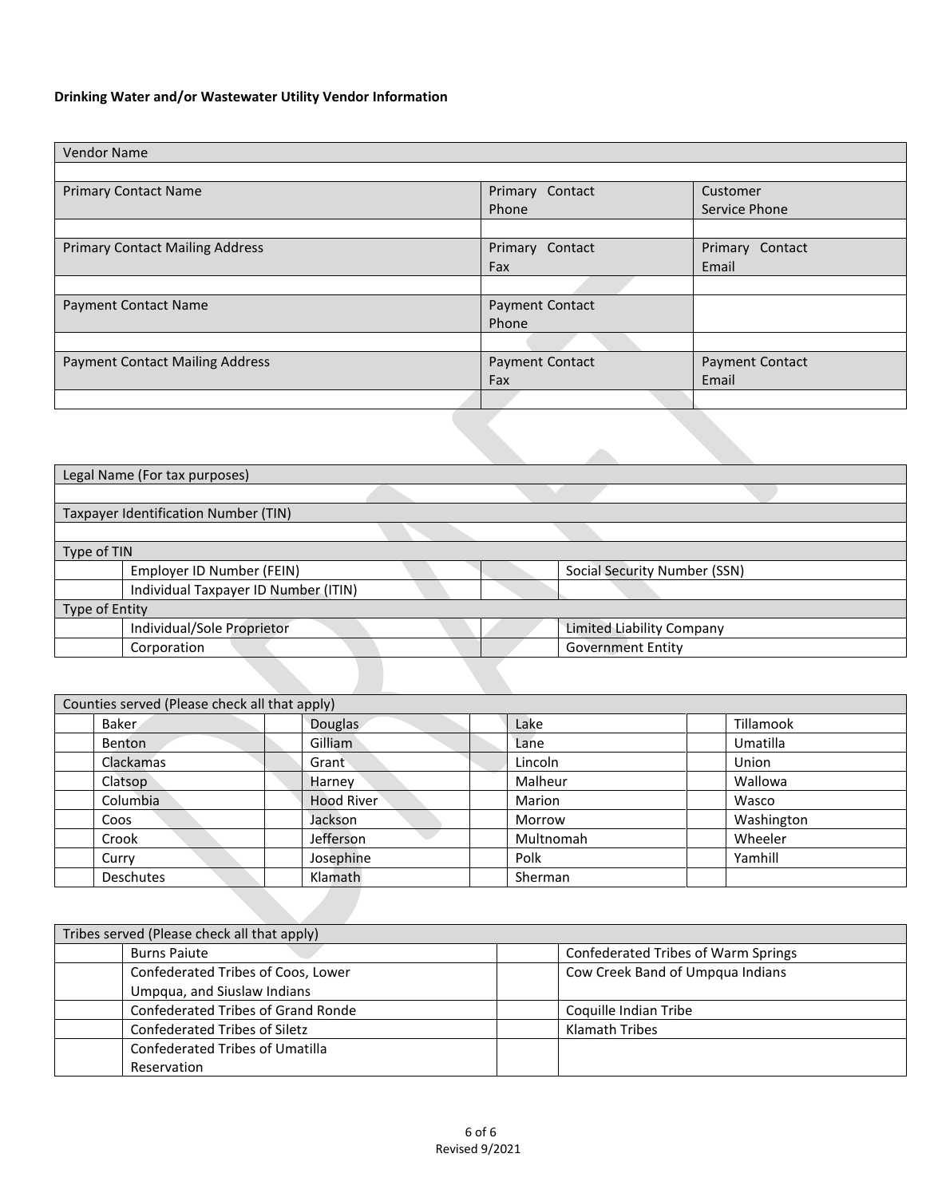**Drinking Water and/or Wastewater Utility Vendor Information**

| Vendor Name | | |
|---|---|---|
| | | |
| Primary Contact Name | Primary Contact Phone | Customer Service Phone |
| | | |
| Primary Contact Mailing Address | Primary Contact Fax | Primary Contact Email |
| | | |
| Payment Contact Name | Payment Contact Phone | |
| | | |
| Payment Contact Mailing Address | Payment Contact Fax | Payment Contact Email |
| | | |

| Legal Name (For tax purposes) | | | |
|---|---|---|---|
| | | | |
| Taxpayer Identification Number (TIN) | | | |
| | | | |
| Type of TIN | | | |
| | Employer ID Number (FEIN) | | Social Security Number (SSN) |
| | Individual Taxpayer ID Number (ITIN) | | |
| Type of Entity | | | |
| | Individual/Sole Proprietor | | Limited Liability Company |
| | Corporation | | Government Entity |

| Counties served (Please check all that apply) | | | | | | | |
|---|---|---|---|---|---|---|---|
| | Baker | | Douglas | | Lake | | Tillamook |
| | Benton | | Gilliam | | Lane | | Umatilla |
| | Clackamas | | Grant | | Lincoln | | Union |
| | Clatsop | | Harney | | Malheur | | Wallowa |
| | Columbia | | Hood River | | Marion | | Wasco |
| | Coos | | Jackson | | Morrow | | Washington |
| | Crook | | Jefferson | | Multnomah | | Wheeler |
| | Curry | | Josephine | | Polk | | Yamhill |
| | Deschutes | | Klamath | | Sherman | | |

| Tribes served (Please check all that apply) | | | |
|---|---|---|---|
| | Burns Paiute | | Confederated Tribes of Warm Springs |
| | Confederated Tribes of Coos, Lower Umpqua, and Siuslaw Indians | | Cow Creek Band of Umpqua Indians |
| | Confederated Tribes of Grand Ronde | | Coquille Indian Tribe |
| | Confederated Tribes of Siletz | | Klamath Tribes |
| | Confederated Tribes of Umatilla Reservation | | |

Revised 9/2021